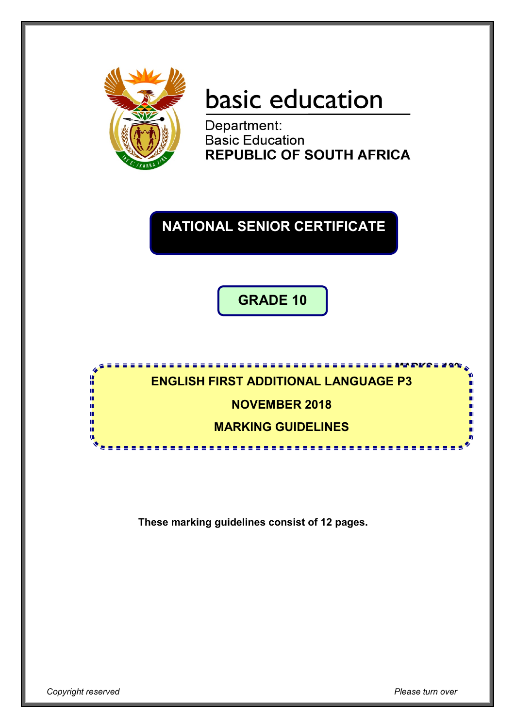basic education

Department:
Basic Education
**REPUBLIC OF SOUTH AFRICA**

# NATIONAL SENIOR CERTIFICATE

## GRADE 10

**ENGLISH FIRST ADDITIONAL LANGUAGE P3**

**NOVEMBER 2018**

**MARKING GUIDELINES**

**These marking guidelines consist of 12 pages.**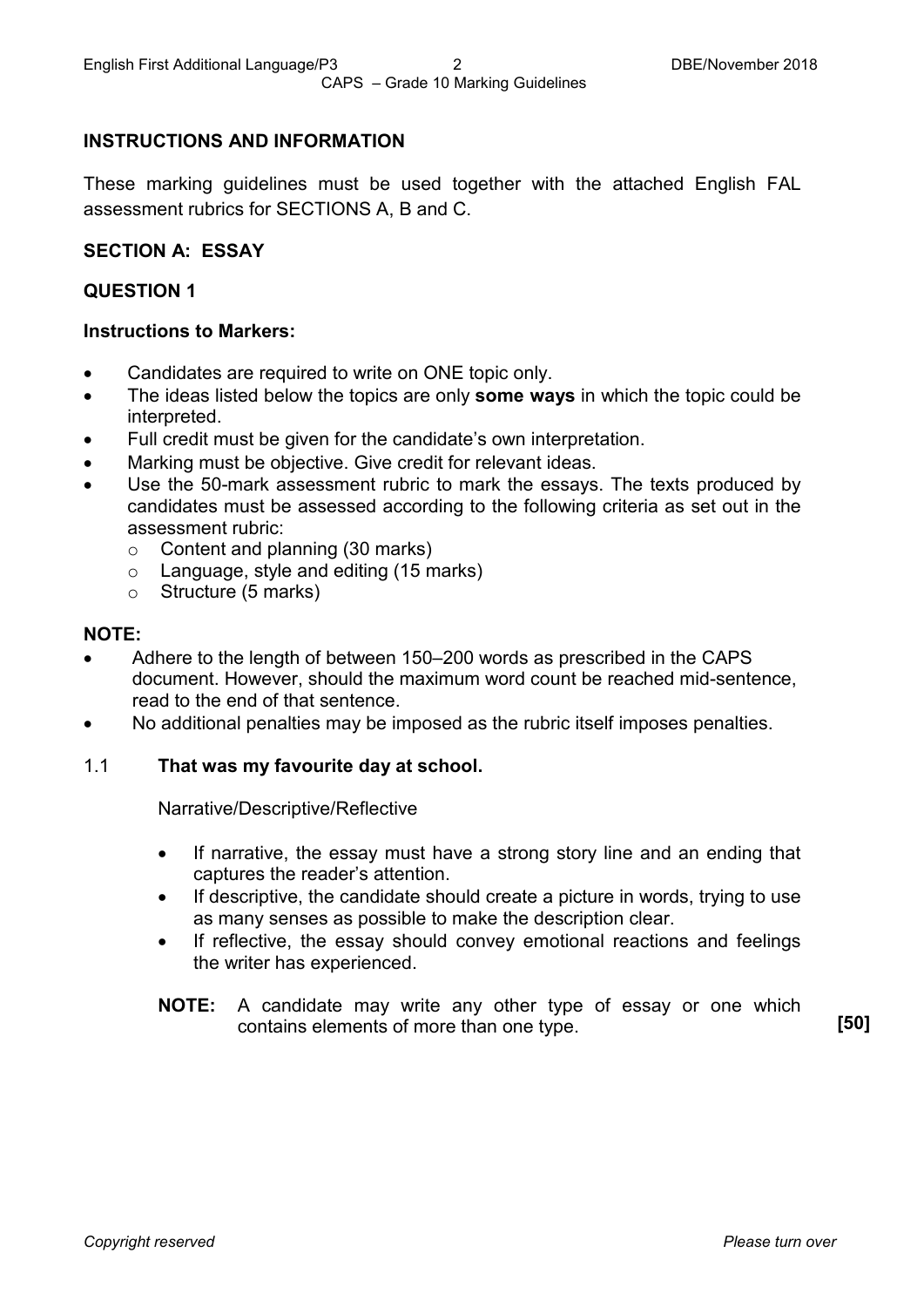## INSTRUCTIONS AND INFORMATION

These marking guidelines must be used together with the attached English FAL assessment rubrics for SECTIONS A, B and C.

## SECTION A: ESSAY

### QUESTION 1

**Instructions to Markers:**

- Candidates are required to write on ONE topic only.
- The ideas listed below the topics are only **some ways** in which the topic could be interpreted.
- Full credit must be given for the candidate's own interpretation.
- Marking must be objective. Give credit for relevant ideas.
- Use the 50-mark assessment rubric to mark the essays. The texts produced by candidates must be assessed according to the following criteria as set out in the assessment rubric:
  - Content and planning (30 marks)
  - Language, style and editing (15 marks)
  - Structure (5 marks)

**NOTE:**

- Adhere to the length of between 150–200 words as prescribed in the CAPS document. However, should the maximum word count be reached mid-sentence, read to the end of that sentence.
- No additional penalties may be imposed as the rubric itself imposes penalties.

1.1 **That was my favourite day at school.**

Narrative/Descriptive/Reflective

- If narrative, the essay must have a strong story line and an ending that captures the reader's attention.
- If descriptive, the candidate should create a picture in words, trying to use as many senses as possible to make the description clear.
- If reflective, the essay should convey emotional reactions and feelings the writer has experienced.

**NOTE:** A candidate may write any other type of essay or one which contains elements of more than one type. **[50]**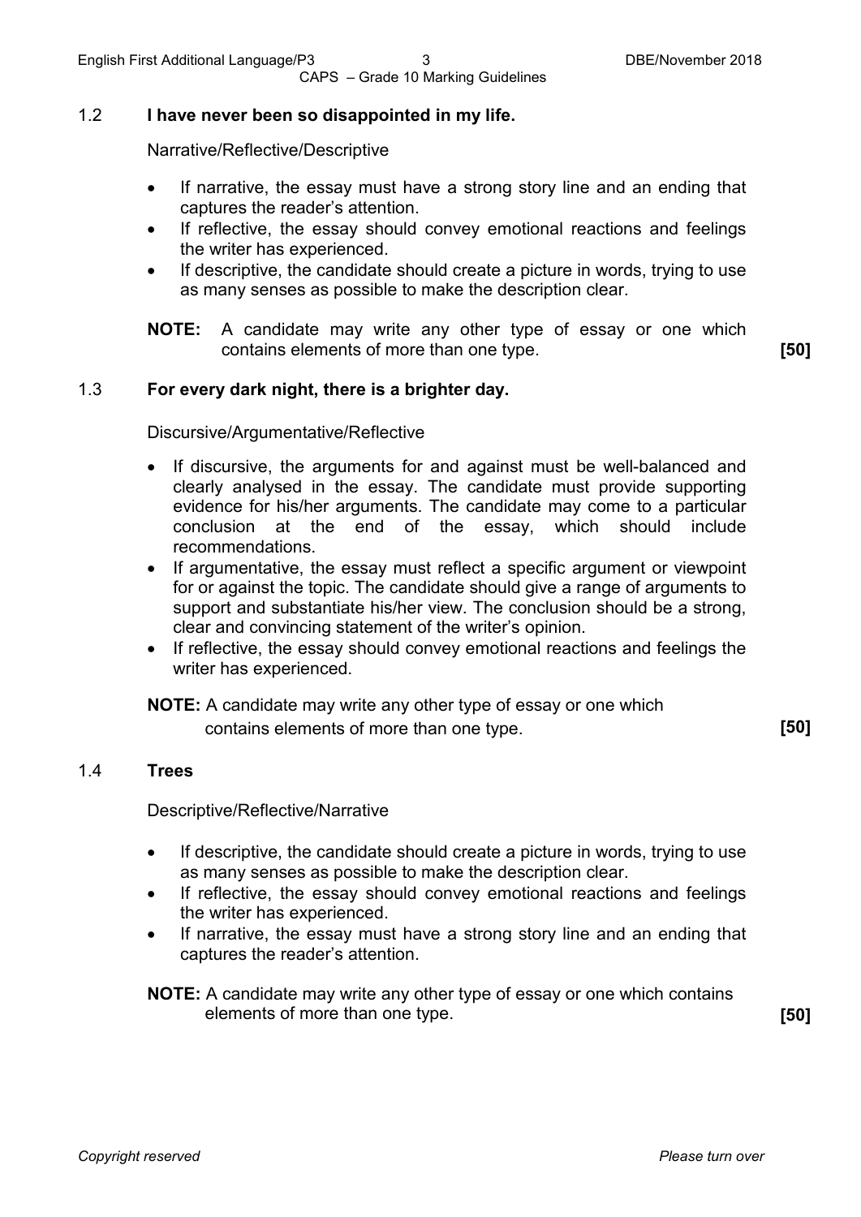### 1.2 **I have never been so disappointed in my life.**

Narrative/Reflective/Descriptive

- If narrative, the essay must have a strong story line and an ending that captures the reader's attention.
- If reflective, the essay should convey emotional reactions and feelings the writer has experienced.
- If descriptive, the candidate should create a picture in words, trying to use as many senses as possible to make the description clear.

**NOTE:** A candidate may write any other type of essay or one which contains elements of more than one type. **[50]**

### 1.3 **For every dark night, there is a brighter day.**

Discursive/Argumentative/Reflective

- If discursive, the arguments for and against must be well-balanced and clearly analysed in the essay. The candidate must provide supporting evidence for his/her arguments. The candidate may come to a particular conclusion at the end of the essay, which should include recommendations.
- If argumentative, the essay must reflect a specific argument or viewpoint for or against the topic. The candidate should give a range of arguments to support and substantiate his/her view. The conclusion should be a strong, clear and convincing statement of the writer's opinion.
- If reflective, the essay should convey emotional reactions and feelings the writer has experienced.

**NOTE:** A candidate may write any other type of essay or one which contains elements of more than one type. **[50]**

### 1.4 **Trees**

Descriptive/Reflective/Narrative

- If descriptive, the candidate should create a picture in words, trying to use as many senses as possible to make the description clear.
- If reflective, the essay should convey emotional reactions and feelings the writer has experienced.
- If narrative, the essay must have a strong story line and an ending that captures the reader's attention.

**NOTE:** A candidate may write any other type of essay or one which contains elements of more than one type. **[50]**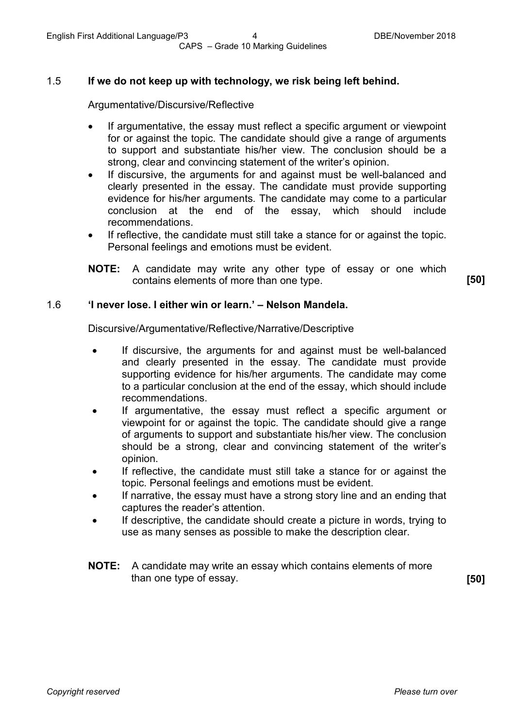1.5 **If we do not keep up with technology, we risk being left behind.**

Argumentative/Discursive/Reflective

- If argumentative, the essay must reflect a specific argument or viewpoint for or against the topic. The candidate should give a range of arguments to support and substantiate his/her view. The conclusion should be a strong, clear and convincing statement of the writer's opinion.
- If discursive, the arguments for and against must be well-balanced and clearly presented in the essay. The candidate must provide supporting evidence for his/her arguments. The candidate may come to a particular conclusion at the end of the essay, which should include recommendations.
- If reflective, the candidate must still take a stance for or against the topic. Personal feelings and emotions must be evident.

**NOTE:** A candidate may write any other type of essay or one which contains elements of more than one type. **[50]**

1.6 **'I never lose. I either win or learn.' – Nelson Mandela.**

Discursive/Argumentative/Reflective/Narrative/Descriptive

- If discursive, the arguments for and against must be well-balanced and clearly presented in the essay. The candidate must provide supporting evidence for his/her arguments. The candidate may come to a particular conclusion at the end of the essay, which should include recommendations.
- If argumentative, the essay must reflect a specific argument or viewpoint for or against the topic. The candidate should give a range of arguments to support and substantiate his/her view. The conclusion should be a strong, clear and convincing statement of the writer's opinion.
- If reflective, the candidate must still take a stance for or against the topic. Personal feelings and emotions must be evident.
- If narrative, the essay must have a strong story line and an ending that captures the reader's attention.
- If descriptive, the candidate should create a picture in words, trying to use as many senses as possible to make the description clear.

**NOTE:** A candidate may write an essay which contains elements of more than one type of essay. **[50]**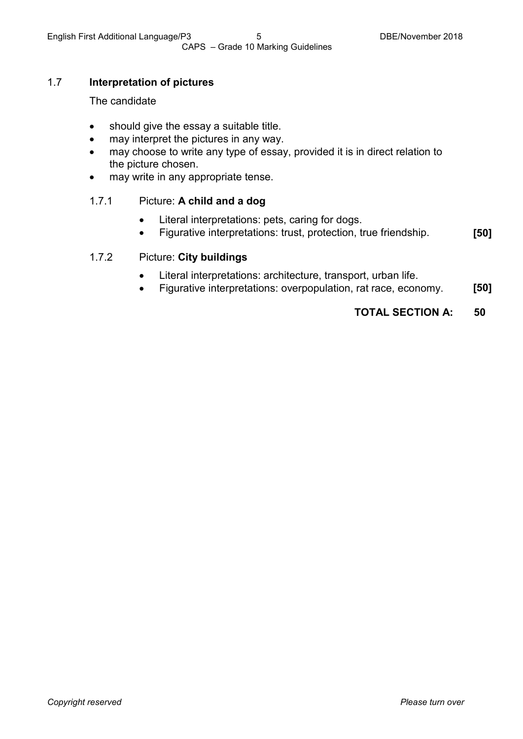## 1.7 Interpretation of pictures

The candidate

- should give the essay a suitable title.
- may interpret the pictures in any way.
- may choose to write any type of essay, provided it is in direct relation to the picture chosen.
- may write in any appropriate tense.

### 1.7.1 Picture: **A child and a dog**

- Literal interpretations: pets, caring for dogs.
- Figurative interpretations: trust, protection, true friendship. **[50]**

### 1.7.2 Picture: **City buildings**

- Literal interpretations: architecture, transport, urban life.
- Figurative interpretations: overpopulation, rat race, economy. **[50]**

**TOTAL SECTION A: 50**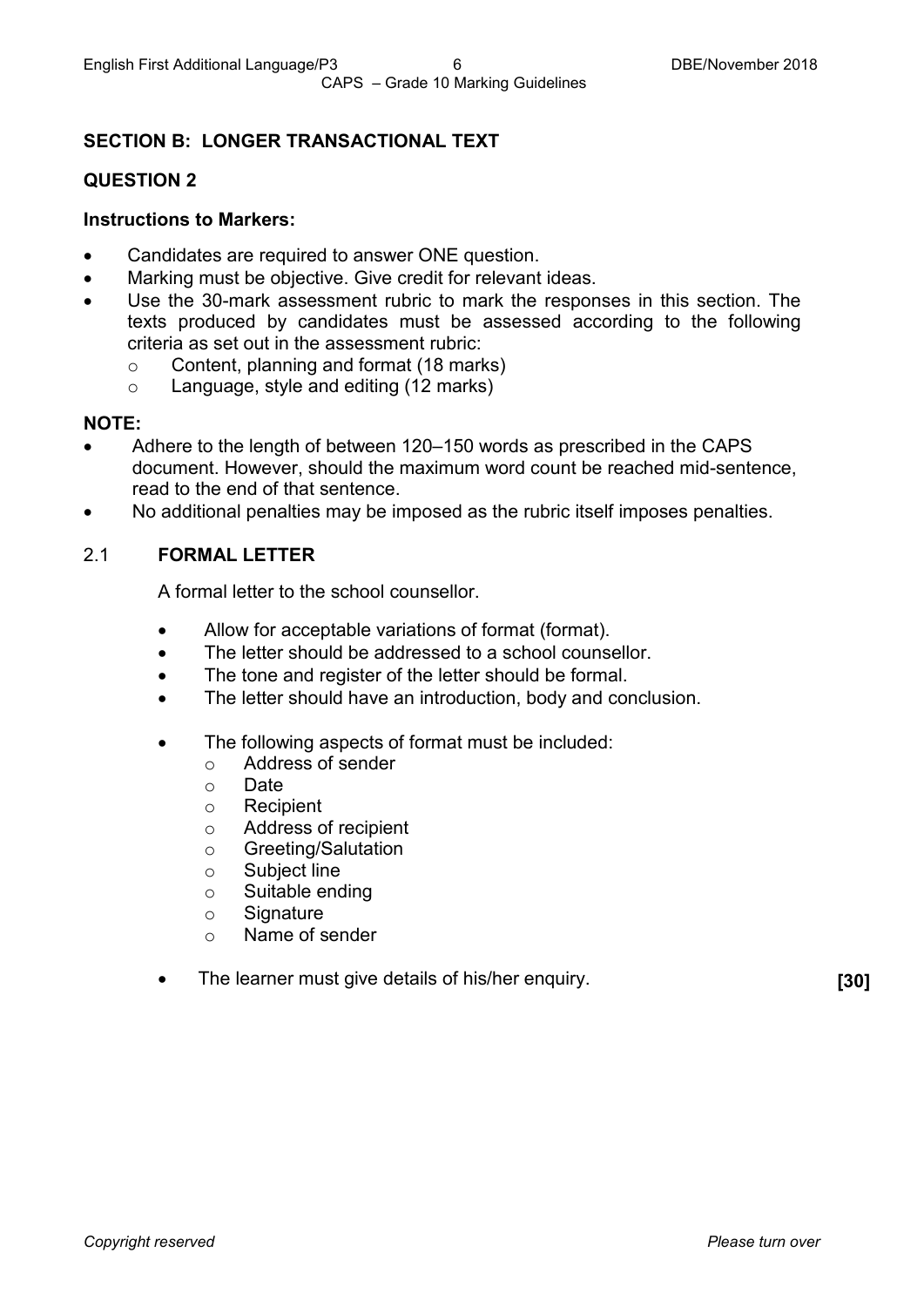## SECTION B: LONGER TRANSACTIONAL TEXT

### QUESTION 2

**Instructions to Markers:**

- Candidates are required to answer ONE question.
- Marking must be objective. Give credit for relevant ideas.
- Use the 30-mark assessment rubric to mark the responses in this section. The texts produced by candidates must be assessed according to the following criteria as set out in the assessment rubric:
  - Content, planning and format (18 marks)
  - Language, style and editing (12 marks)

**NOTE:**

- Adhere to the length of between 120–150 words as prescribed in the CAPS document. However, should the maximum word count be reached mid-sentence, read to the end of that sentence.
- No additional penalties may be imposed as the rubric itself imposes penalties.

2.1 **FORMAL LETTER**

A formal letter to the school counsellor.

- Allow for acceptable variations of format (format).
- The letter should be addressed to a school counsellor.
- The tone and register of the letter should be formal.
- The letter should have an introduction, body and conclusion.
- The following aspects of format must be included:
  - Address of sender
  - Date
  - Recipient
  - Address of recipient
  - Greeting/Salutation
  - Subject line
  - Suitable ending
  - Signature
  - Name of sender
- The learner must give details of his/her enquiry. **[30]**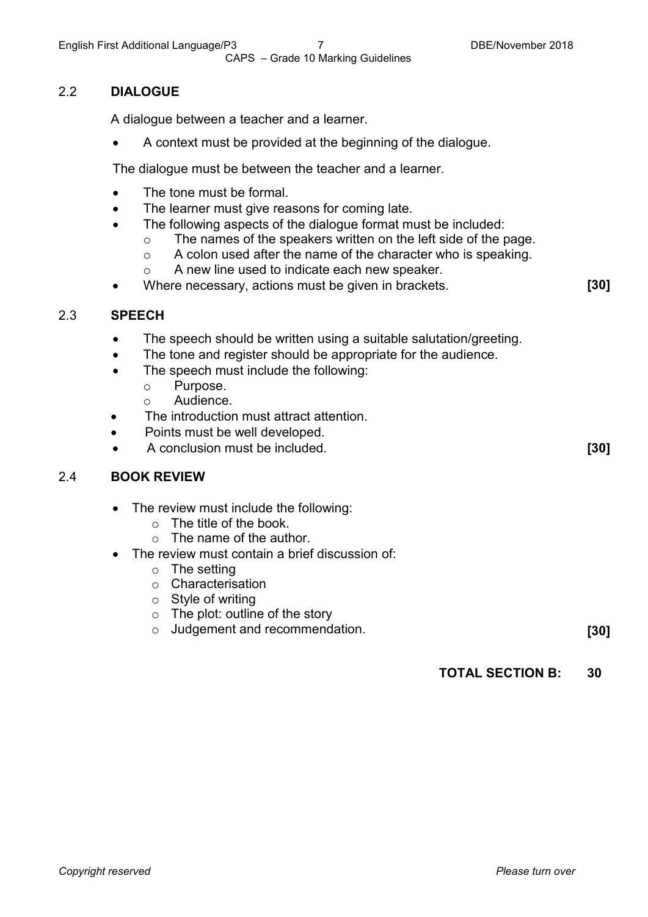## 2.2 DIALOGUE

A dialogue between a teacher and a learner.

- A context must be provided at the beginning of the dialogue.

The dialogue must be between the teacher and a learner.

- The tone must be formal.
- The learner must give reasons for coming late.
- The following aspects of the dialogue format must be included:
  - The names of the speakers written on the left side of the page.
  - A colon used after the name of the character who is speaking.
  - A new line used to indicate each new speaker.
- Where necessary, actions must be given in brackets. **[30]**

## 2.3 SPEECH

- The speech should be written using a suitable salutation/greeting.
- The tone and register should be appropriate for the audience.
- The speech must include the following:
  - Purpose.
  - Audience.
- The introduction must attract attention.
- Points must be well developed.
- A conclusion must be included. **[30]**

## 2.4 BOOK REVIEW

- The review must include the following:
  - The title of the book.
  - The name of the author.
- The review must contain a brief discussion of:
  - The setting
  - Characterisation
  - Style of writing
  - The plot: outline of the story
  - Judgement and recommendation. **[30]**

**TOTAL SECTION B: 30**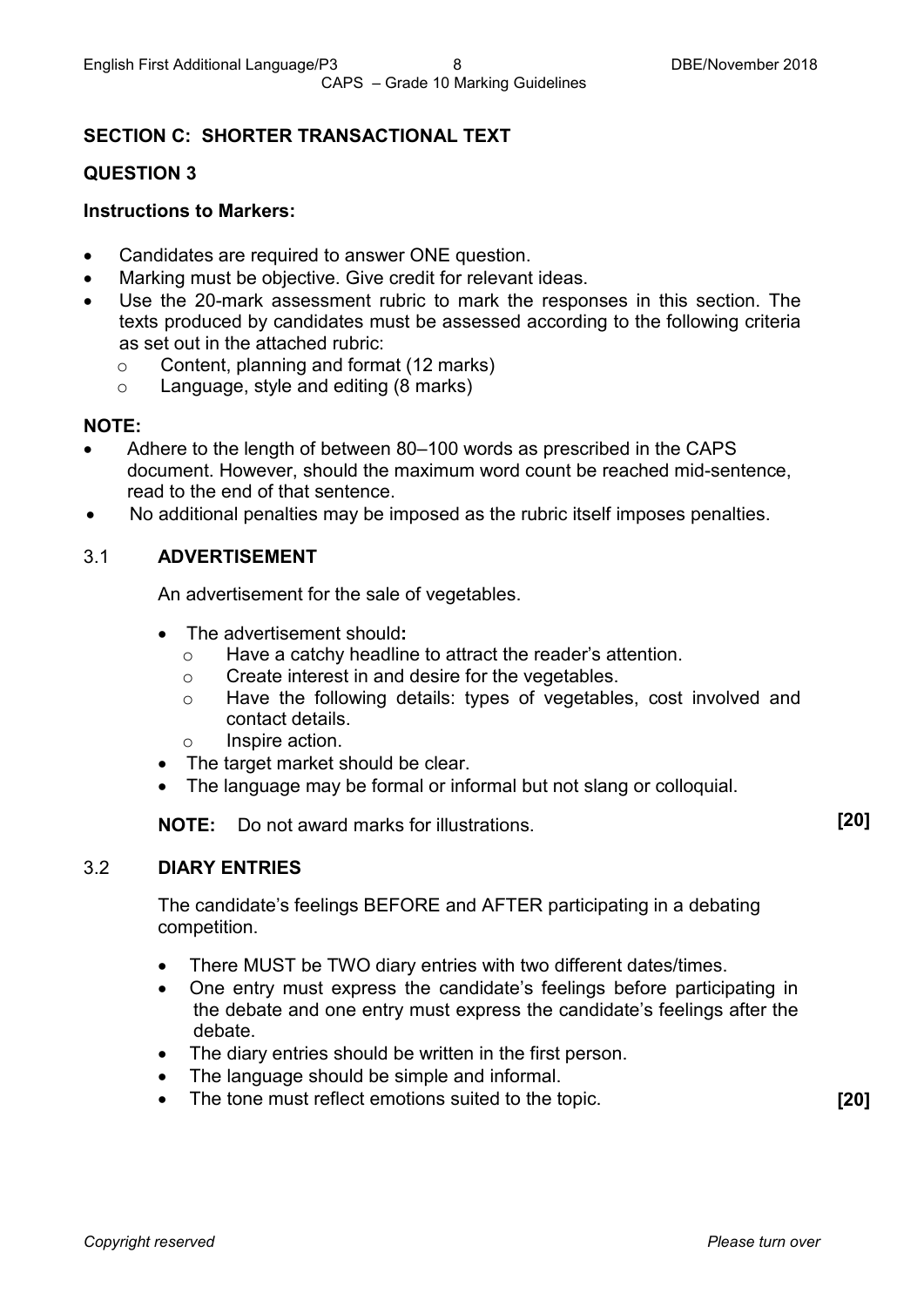## SECTION C: SHORTER TRANSACTIONAL TEXT

### QUESTION 3

**Instructions to Markers:**

- Candidates are required to answer ONE question.
- Marking must be objective. Give credit for relevant ideas.
- Use the 20-mark assessment rubric to mark the responses in this section. The texts produced by candidates must be assessed according to the following criteria as set out in the attached rubric:
  - Content, planning and format (12 marks)
  - Language, style and editing (8 marks)

**NOTE:**

- Adhere to the length of between 80–100 words as prescribed in the CAPS document. However, should the maximum word count be reached mid-sentence, read to the end of that sentence.
- No additional penalties may be imposed as the rubric itself imposes penalties.

### 3.1 ADVERTISEMENT

An advertisement for the sale of vegetables.

- The advertisement should**:**
  - Have a catchy headline to attract the reader's attention.
  - Create interest in and desire for the vegetables.
  - Have the following details: types of vegetables, cost involved and contact details.
  - Inspire action.
- The target market should be clear.
- The language may be formal or informal but not slang or colloquial.

**NOTE:** Do not award marks for illustrations. **[20]**

### 3.2 DIARY ENTRIES

The candidate's feelings BEFORE and AFTER participating in a debating competition.

- There MUST be TWO diary entries with two different dates/times.
- One entry must express the candidate's feelings before participating in the debate and one entry must express the candidate's feelings after the debate.
- The diary entries should be written in the first person.
- The language should be simple and informal.
- The tone must reflect emotions suited to the topic. **[20]**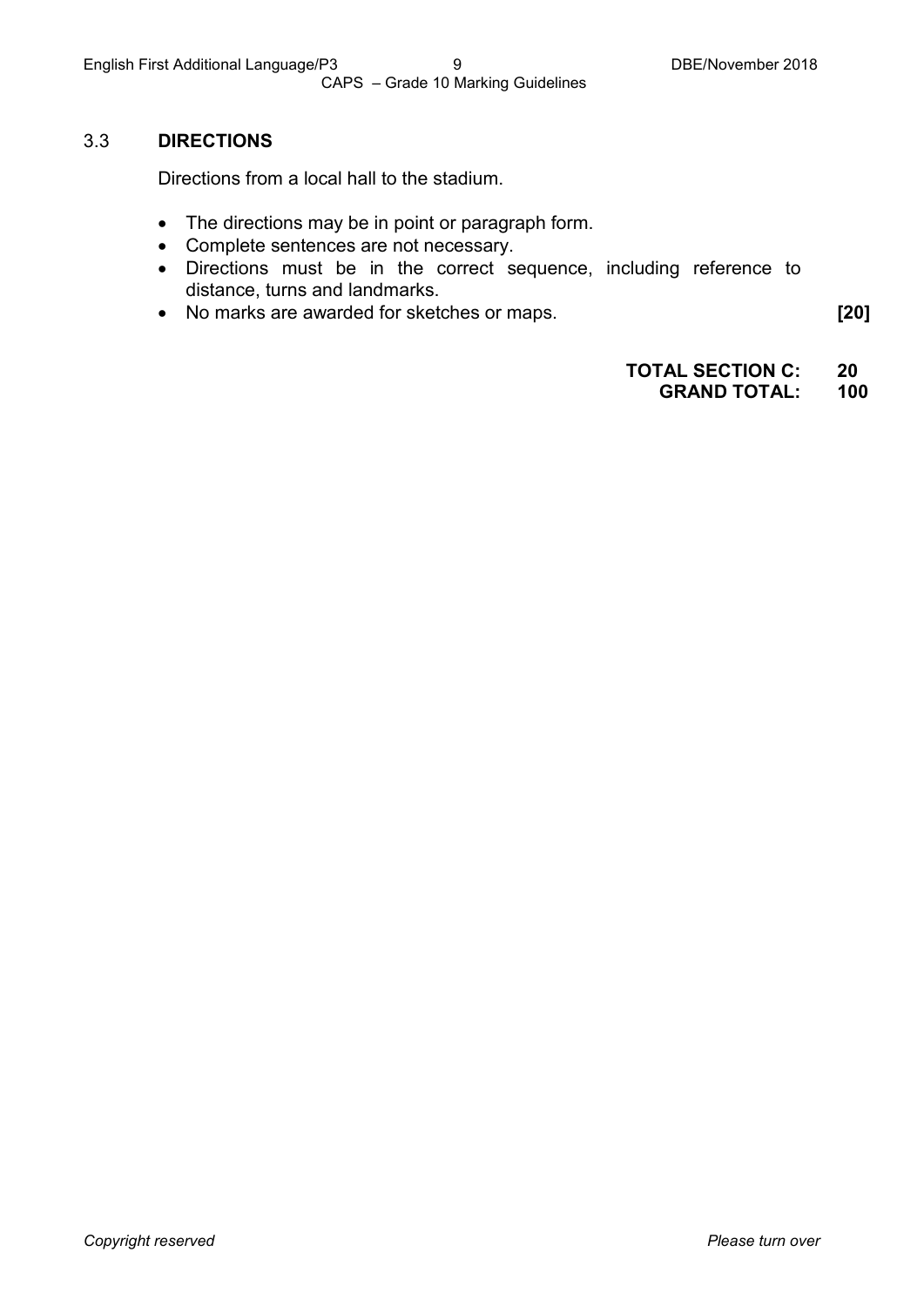## 3.3 DIRECTIONS

Directions from a local hall to the stadium.

- The directions may be in point or paragraph form.
- Complete sentences are not necessary.
- Directions must be in the correct sequence, including reference to distance, turns and landmarks.
- No marks are awarded for sketches or maps. **[20]**

**TOTAL SECTION C: 20**
**GRAND TOTAL: 100**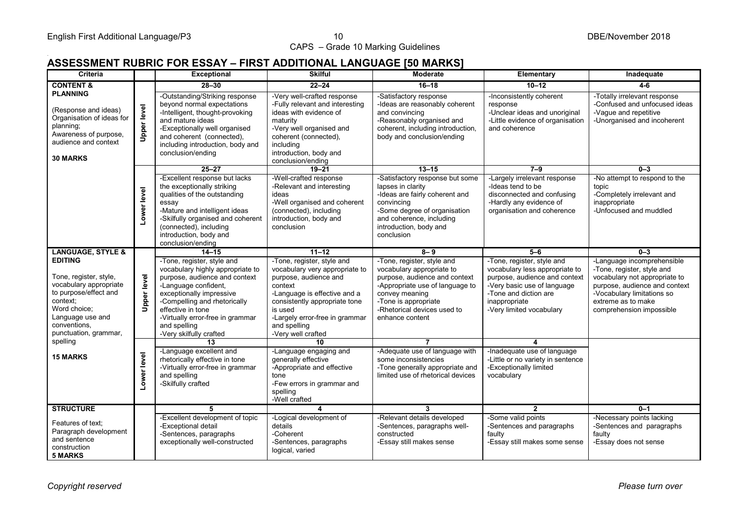## ASSESSMENT RUBRIC FOR ESSAY – FIRST ADDITIONAL LANGUAGE [50 MARKS]

| Criteria | | Exceptional | Skilful | Moderate | Elementary | Inadequate |
|---|---|---|---|---|---|---|
| **CONTENT & PLANNING** (Response and ideas) Organisation of ideas for planning; Awareness of purpose, audience and context **30 MARKS** | Upper level | **28–30** -Outstanding/Striking response beyond normal expectations -Intelligent, thought-provoking and mature ideas -Exceptionally well organised and coherent (connected), including introduction, body and conclusion/ending | **22–24** -Very well-crafted response -Fully relevant and interesting ideas with evidence of maturity -Very well organised and coherent (connected), including introduction, body and conclusion/ending | **16–18** -Satisfactory response -Ideas are reasonably coherent and convincing -Reasonably organised and coherent, including introduction, body and conclusion/ending | **10–12** -Inconsistently coherent response -Unclear ideas and unoriginal -Little evidence of organisation and coherence | **4-6** -Totally irrelevant response -Confused and unfocused ideas -Vague and repetitive -Unorganised and incoherent |
| | Lower level | **25–27** -Excellent response but lacks the exceptionally striking qualities of the outstanding essay -Mature and intelligent ideas -Skilfully organised and coherent (connected), including introduction, body and conclusion/ending | **19–21** -Well-crafted response -Relevant and interesting ideas -Well organised and coherent (connected), including introduction, body and conclusion | **13–15** -Satisfactory response but some lapses in clarity -Ideas are fairly coherent and convincing -Some degree of organisation and coherence, including introduction, body and conclusion | **7–9** -Largely irrelevant response -Ideas tend to be disconnected and confusing -Hardly any evidence of organisation and coherence | **0–3** -No attempt to respond to the topic -Completely irrelevant and inappropriate -Unfocused and muddled |
| **LANGUAGE, STYLE & EDITING** Tone, register, style, vocabulary appropriate to purpose/effect and context; Word choice; Language use and conventions, punctuation, grammar, spelling **15 MARKS** | Upper level | **14–15** -Tone, register, style and vocabulary highly appropriate to purpose, audience and context -Language confident, exceptionally impressive -Compelling and rhetorically effective in tone -Virtually error-free in grammar and spelling -Very skilfully crafted | **11–12** -Tone, register, style and vocabulary very appropriate to purpose, audience and context -Language is effective and a consistently appropriate tone is used -Largely error-free in grammar and spelling -Very well crafted | **8– 9** -Tone, register, style and vocabulary appropriate to purpose, audience and context -Appropriate use of language to convey meaning -Tone is appropriate -Rhetorical devices used to enhance content | **5–6** -Tone, register, style and vocabulary less appropriate to purpose, audience and context -Very basic use of language -Tone and diction are inappropriate -Very limited vocabulary | **0–3** -Language incomprehensible -Tone, register, style and vocabulary not appropriate to purpose, audience and context -Vocabulary limitations so extreme as to make comprehension impossible |
| | Lower level | **13** -Language excellent and rhetorically effective in tone -Virtually error-free in grammar and spelling -Skilfully crafted | **10** -Language engaging and generally effective -Appropriate and effective tone -Few errors in grammar and spelling -Well crafted | **7** -Adequate use of language with some inconsistencies -Tone generally appropriate and limited use of rhetorical devices | **4** -Inadequate use of language -Little or no variety in sentence -Exceptionally limited vocabulary | |
| **STRUCTURE** Features of text; Paragraph development and sentence construction **5 MARKS** | | **5** -Excellent development of topic -Exceptional detail -Sentences, paragraphs exceptionally well-constructed | **4** -Logical development of details -Coherent -Sentences, paragraphs logical, varied | **3** -Relevant details developed -Sentences, paragraphs well-constructed -Essay still makes sense | **2** -Some valid points -Sentences and paragraphs faulty -Essay still makes some sense | **0–1** -Necessary points lacking -Sentences and paragraphs faulty -Essay does not sense |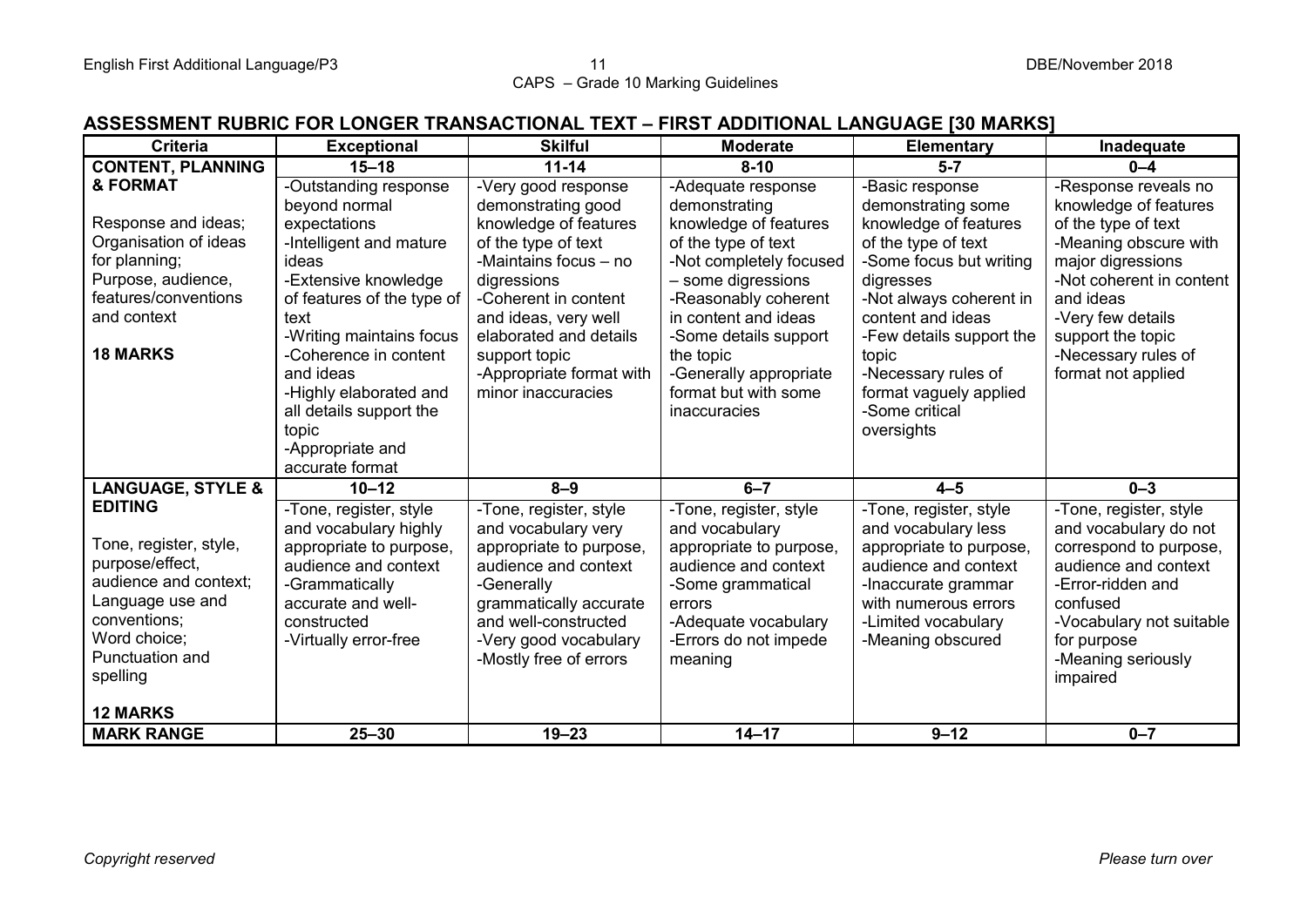## ASSESSMENT RUBRIC FOR LONGER TRANSACTIONAL TEXT – FIRST ADDITIONAL LANGUAGE [30 MARKS]

| Criteria | Exceptional | Skilful | Moderate | Elementary | Inadequate |
|---|---|---|---|---|---|
| **CONTENT, PLANNING & FORMAT** | **15–18** | **11-14** | **8-10** | **5-7** | **0–4** |
| Response and ideas; Organisation of ideas for planning; Purpose, audience, features/conventions and context<br><br>**18 MARKS** | -Outstanding response beyond normal expectations<br>-Intelligent and mature ideas<br>-Extensive knowledge of features of the type of text<br>-Writing maintains focus<br>-Coherence in content and ideas<br>-Highly elaborated and all details support the topic<br>-Appropriate and accurate format | -Very good response demonstrating good knowledge of features of the type of text<br>-Maintains focus – no digressions<br>-Coherent in content and ideas, very well elaborated and details support topic<br>-Appropriate format with minor inaccuracies | -Adequate response demonstrating knowledge of features of the type of text<br>-Not completely focused – some digressions<br>-Reasonably coherent in content and ideas<br>-Some details support the topic<br>-Generally appropriate format but with some inaccuracies | -Basic response demonstrating some knowledge of features of the type of text<br>-Some focus but writing digresses<br>-Not always coherent in content and ideas<br>-Few details support the topic<br>-Necessary rules of format vaguely applied<br>-Some critical oversights | -Response reveals no knowledge of features of the type of text<br>-Meaning obscure with major digressions<br>-Not coherent in content and ideas<br>-Very few details support the topic<br>-Necessary rules of format not applied |
| **LANGUAGE, STYLE & EDITING** | **10–12** | **8–9** | **6–7** | **4–5** | **0–3** |
| Tone, register, style, purpose/effect, audience and context; Language use and conventions; Word choice; Punctuation and spelling<br><br>**12 MARKS** | -Tone, register, style and vocabulary highly appropriate to purpose, audience and context<br>-Grammatically accurate and well-constructed<br>-Virtually error-free | -Tone, register, style and vocabulary very appropriate to purpose, audience and context<br>-Generally grammatically accurate and well-constructed<br>-Very good vocabulary<br>-Mostly free of errors | -Tone, register, style and vocabulary appropriate to purpose, audience and context<br>-Some grammatical errors<br>-Adequate vocabulary<br>-Errors do not impede meaning | -Tone, register, style and vocabulary less appropriate to purpose, audience and context<br>-Inaccurate grammar with numerous errors<br>-Limited vocabulary<br>-Meaning obscured | -Tone, register, style and vocabulary do not correspond to purpose, audience and context<br>-Error-ridden and confused<br>-Vocabulary not suitable for purpose<br>-Meaning seriously impaired |
| **MARK RANGE** | **25–30** | **19–23** | **14–17** | **9–12** | **0–7** |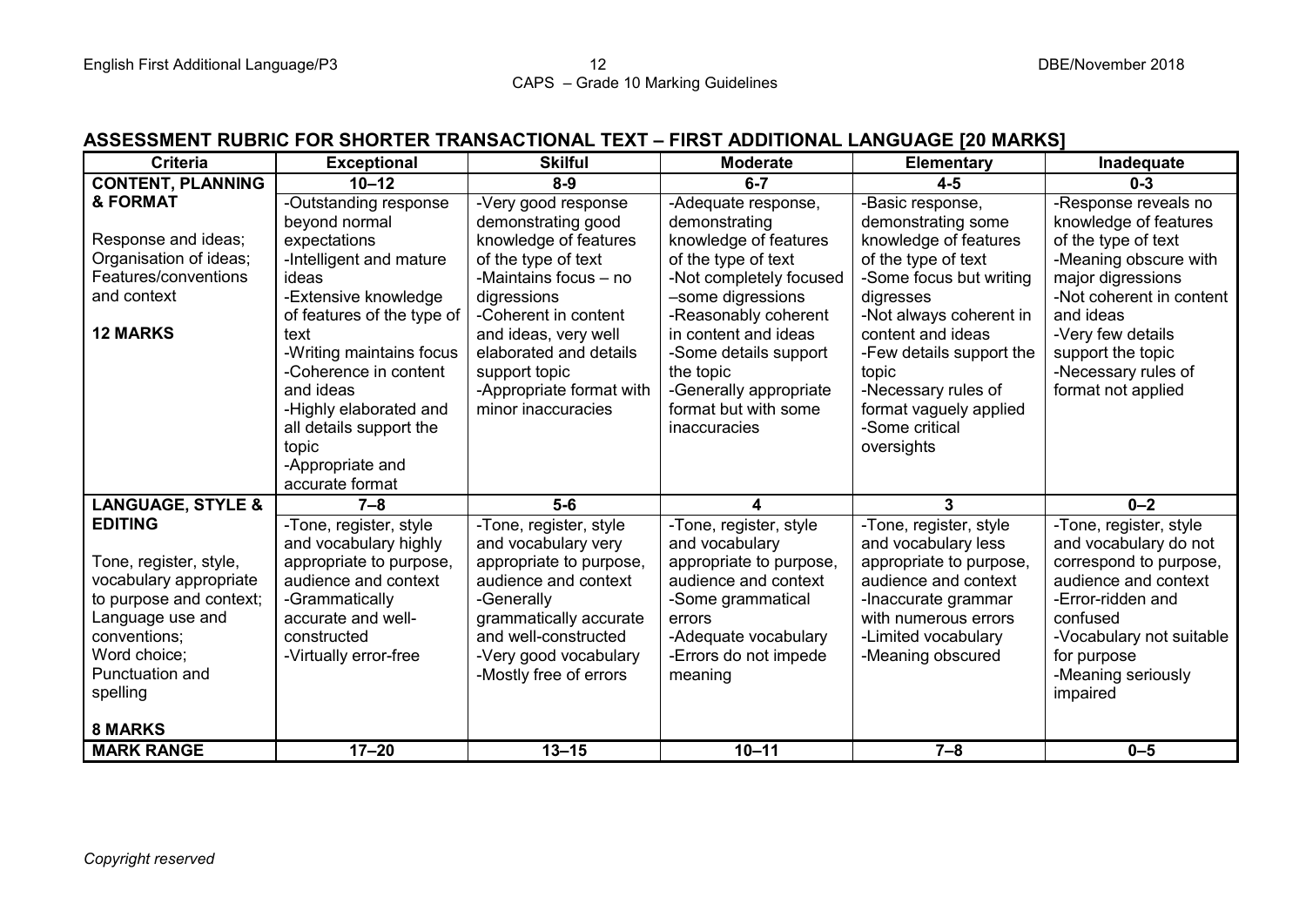## ASSESSMENT RUBRIC FOR SHORTER TRANSACTIONAL TEXT – FIRST ADDITIONAL LANGUAGE [20 MARKS]

| Criteria | Exceptional | Skilful | Moderate | Elementary | Inadequate |
|---|---|---|---|---|---|
| **CONTENT, PLANNING & FORMAT** | **10–12** | **8-9** | **6-7** | **4-5** | **0-3** |
| Response and ideas; Organisation of ideas; Features/conventions and context<br><br>**12 MARKS** | -Outstanding response beyond normal expectations<br>-Intelligent and mature ideas<br>-Extensive knowledge of features of the type of text<br>-Writing maintains focus<br>-Coherence in content and ideas<br>-Highly elaborated and all details support the topic<br>-Appropriate and accurate format | -Very good response demonstrating good knowledge of features of the type of text<br>-Maintains focus – no digressions<br>-Coherent in content and ideas, very well elaborated and details support topic<br>-Appropriate format with minor inaccuracies | -Adequate response, demonstrating knowledge of features of the type of text<br>-Not completely focused –some digressions<br>-Reasonably coherent in content and ideas<br>-Some details support the topic<br>-Generally appropriate format but with some inaccuracies | -Basic response, demonstrating some knowledge of features of the type of text<br>-Some focus but writing digresses<br>-Not always coherent in content and ideas<br>-Few details support the topic<br>-Necessary rules of format vaguely applied<br>-Some critical oversights | -Response reveals no knowledge of features of the type of text<br>-Meaning obscure with major digressions<br>-Not coherent in content and ideas<br>-Very few details support the topic<br>-Necessary rules of format not applied |
| **LANGUAGE, STYLE & EDITING** | **7–8** | **5-6** | **4** | **3** | **0–2** |
| Tone, register, style, vocabulary appropriate to purpose and context; Language use and conventions; Word choice; Punctuation and spelling<br><br>**8 MARKS** | -Tone, register, style and vocabulary highly appropriate to purpose, audience and context<br>-Grammatically accurate and well-constructed<br>-Virtually error-free | -Tone, register, style and vocabulary very appropriate to purpose, audience and context<br>-Generally grammatically accurate and well-constructed<br>-Very good vocabulary<br>-Mostly free of errors | -Tone, register, style and vocabulary appropriate to purpose, audience and context<br>-Some grammatical errors<br>-Adequate vocabulary<br>-Errors do not impede meaning | -Tone, register, style and vocabulary less appropriate to purpose, audience and context<br>-Inaccurate grammar with numerous errors<br>-Limited vocabulary<br>-Meaning obscured | -Tone, register, style and vocabulary do not correspond to purpose, audience and context<br>-Error-ridden and confused<br>-Vocabulary not suitable for purpose<br>-Meaning seriously impaired |
| **MARK RANGE** | **17–20** | **13–15** | **10–11** | **7–8** | **0–5** |

*Copyright reserved*